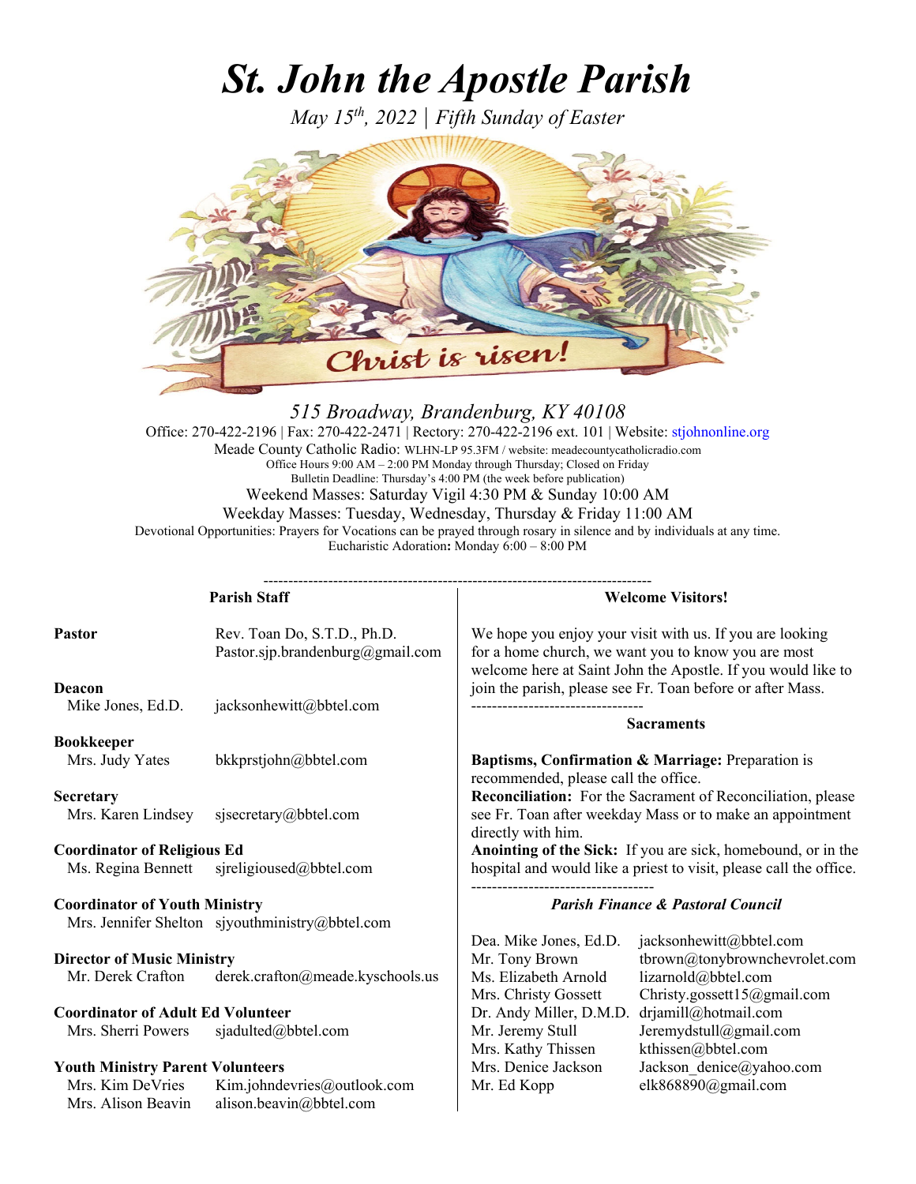# St. John the Apostle Parish

*May 15th, 2022 | Fifth Sunday of Easter*

*515 Broadway, Brandenburg, KY 40108*

Office: 270-422-2196 | Fax: 270-422-2471 | Rectory: 270-422-2196 ext. 101 | Website: stjohnonline.org

Meade County Catholic Radio: WLHN-LP 95.3FM / website: meadecountycatholicradio.com

Office Hours 9:00 AM – 2:00 PM Monday through Thursday; Closed on Friday

Bulletin Deadline: Thursday's 4:00 PM (the week before publication)

Weekend Masses: Saturday Vigil 4:30 PM & Sunday 10:00 AM

Weekday Masses: Tuesday, Wednesday, Thursday & Friday 11:00 AM

Devotional Opportunities: Prayers for Vocations can be prayed through rosary in silence and by individuals at any time.

Eucharistic Adoration**:** Monday 6:00 – 8:00 PM

---

## Parish Staff

**Pastor**
Rev. Toan Do, S.T.D., Ph.D. — Pastor.sjp.brandenburg@gmail.com

**Deacon**
Mike Jones, Ed.D. — jacksonhewitt@bbtel.com

**Bookkeeper**
Mrs. Judy Yates — bkkprstjohn@bbtel.com

**Secretary**
Mrs. Karen Lindsey — sjsecretary@bbtel.com

**Coordinator of Religious Ed**
Ms. Regina Bennett — sjreligioused@bbtel.com

**Coordinator of Youth Ministry**
Mrs. Jennifer Shelton — sjyouthministry@bbtel.com

**Director of Music Ministry**
Mr. Derek Crafton — derek.crafton@meade.kyschools.us

**Coordinator of Adult Ed Volunteer**
Mrs. Sherri Powers — sjadulted@bbtel.com

**Youth Ministry Parent Volunteers**
Mrs. Kim DeVries — Kim.johndevries@outlook.com
Mrs. Alison Beavin — alison.beavin@bbtel.com

## Welcome Visitors!

We hope you enjoy your visit with us. If you are looking for a home church, we want you to know you are most welcome here at Saint John the Apostle. If you would like to join the parish, please see Fr. Toan before or after Mass.

## Sacraments

**Baptisms, Confirmation & Marriage:** Preparation is recommended, please call the office.

**Reconciliation:** For the Sacrament of Reconciliation, please see Fr. Toan after weekday Mass or to make an appointment directly with him.

**Anointing of the Sick:** If you are sick, homebound, or in the hospital and would like a priest to visit, please call the office.

## *Parish Finance & Pastoral Council*

| Name | Email |
| --- | --- |
| Dea. Mike Jones, Ed.D. | jacksonhewitt@bbtel.com |
| Mr. Tony Brown | tbrown@tonybrownchevrolet.com |
| Ms. Elizabeth Arnold | lizarnold@bbtel.com |
| Mrs. Christy Gossett | Christy.gossett15@gmail.com |
| Dr. Andy Miller, D.M.D. | drjamill@hotmail.com |
| Mr. Jeremy Stull | Jeremydstull@gmail.com |
| Mrs. Kathy Thissen | kthissen@bbtel.com |
| Mrs. Denice Jackson | Jackson_denice@yahoo.com |
| Mr. Ed Kopp | elk868890@gmail.com |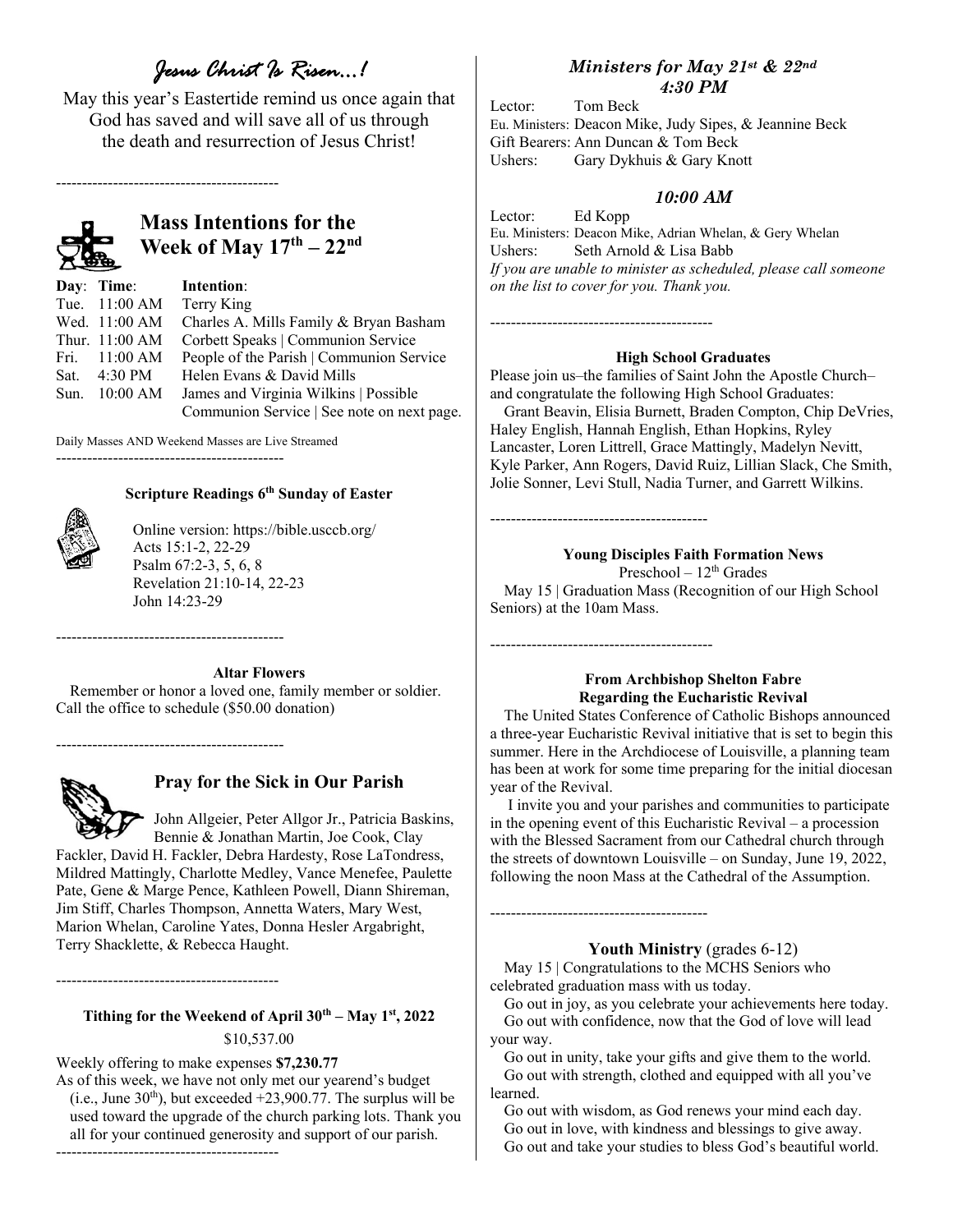# *Jesus Christ Is Risen…!*

May this year's Eastertide remind us once again that God has saved and will save all of us through the death and resurrection of Jesus Christ!

---

## Mass Intentions for the Week of May 17th – 22nd

| Day: | Time: | Intention: |
|---|---|---|
| Tue. | 11:00 AM | Terry King |
| Wed. | 11:00 AM | Charles A. Mills Family & Bryan Basham |
| Thur. | 11:00 AM | Corbett Speaks \| Communion Service |
| Fri. | 11:00 AM | People of the Parish \| Communion Service |
| Sat. | 4:30 PM | Helen Evans & David Mills |
| Sun. | 10:00 AM | James and Virginia Wilkins \| Possible Communion Service \| See note on next page. |

Daily Masses AND Weekend Masses are Live Streamed

---

### Scripture Readings 6th Sunday of Easter

Online version: https://bible.usccb.org/
Acts 15:1-2, 22-29
Psalm 67:2-3, 5, 6, 8
Revelation 21:10-14, 22-23
John 14:23-29

---

### Altar Flowers

Remember or honor a loved one, family member or soldier. Call the office to schedule ($50.00 donation)

---

## Pray for the Sick in Our Parish

John Allgeier, Peter Allgor Jr., Patricia Baskins, Bennie & Jonathan Martin, Joe Cook, Clay Fackler, David H. Fackler, Debra Hardesty, Rose LaTondress, Mildred Mattingly, Charlotte Medley, Vance Menefee, Paulette Pate, Gene & Marge Pence, Kathleen Powell, Diann Shireman, Jim Stiff, Charles Thompson, Annetta Waters, Mary West, Marion Whelan, Caroline Yates, Donna Hesler Argabright, Terry Shacklette, & Rebecca Haught.

---

### Tithing for the Weekend of April 30th – May 1st, 2022

$10,537.00

Weekly offering to make expenses **$7,230.77**

As of this week, we have not only met our yearend's budget (i.e., June 30th), but exceeded +23,900.77. The surplus will be used toward the upgrade of the church parking lots. Thank you all for your continued generosity and support of our parish.

---

### *Ministers for May 21st & 22nd*

#### *4:30 PM*

Lector: Tom Beck
Eu. Ministers: Deacon Mike, Judy Sipes, & Jeannine Beck
Gift Bearers: Ann Duncan & Tom Beck
Ushers: Gary Dykhuis & Gary Knott

#### *10:00 AM*

Lector: Ed Kopp
Eu. Ministers: Deacon Mike, Adrian Whelan, & Gery Whelan
Ushers: Seth Arnold & Lisa Babb

*If you are unable to minister as scheduled, please call someone on the list to cover for you. Thank you.*

---

### High School Graduates

Please join us–the families of Saint John the Apostle Church–and congratulate the following High School Graduates:

Grant Beavin, Elisia Burnett, Braden Compton, Chip DeVries, Haley English, Hannah English, Ethan Hopkins, Ryley Lancaster, Loren Littrell, Grace Mattingly, Madelyn Nevitt, Kyle Parker, Ann Rogers, David Ruiz, Lillian Slack, Che Smith, Jolie Sonner, Levi Stull, Nadia Turner, and Garrett Wilkins.

---

### Young Disciples Faith Formation News

Preschool – 12th Grades

May 15 | Graduation Mass (Recognition of our High School Seniors) at the 10am Mass.

---

### From Archbishop Shelton Fabre Regarding the Eucharistic Revival

The United States Conference of Catholic Bishops announced a three-year Eucharistic Revival initiative that is set to begin this summer. Here in the Archdiocese of Louisville, a planning team has been at work for some time preparing for the initial diocesan year of the Revival.

I invite you and your parishes and communities to participate in the opening event of this Eucharistic Revival – a procession with the Blessed Sacrament from our Cathedral church through the streets of downtown Louisville – on Sunday, June 19, 2022, following the noon Mass at the Cathedral of the Assumption.

---

### Youth Ministry (grades 6-12)

May 15 | Congratulations to the MCHS Seniors who celebrated graduation mass with us today.

Go out in joy, as you celebrate your achievements here today.
Go out with confidence, now that the God of love will lead your way.
Go out in unity, take your gifts and give them to the world.
Go out with strength, clothed and equipped with all you've learned.
Go out with wisdom, as God renews your mind each day.
Go out in love, with kindness and blessings to give away.
Go out and take your studies to bless God's beautiful world.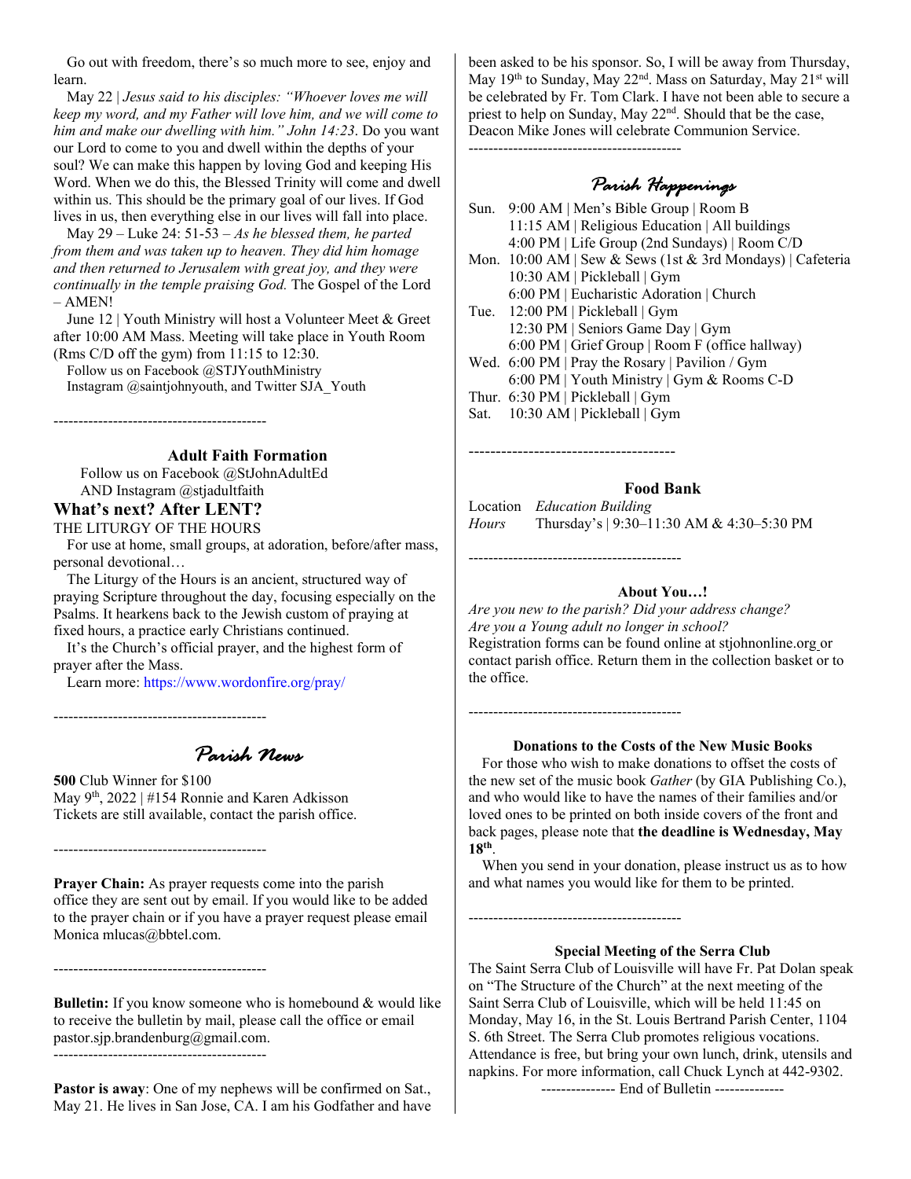Go out with freedom, there's so much more to see, enjoy and learn.

May 22 | *Jesus said to his disciples: "Whoever loves me will keep my word, and my Father will love him, and we will come to him and make our dwelling with him." John 14:23*. Do you want our Lord to come to you and dwell within the depths of your soul? We can make this happen by loving God and keeping His Word. When we do this, the Blessed Trinity will come and dwell within us. This should be the primary goal of our lives. If God lives in us, then everything else in our lives will fall into place.

May 29 – Luke 24: 51-53 – *As he blessed them, he parted from them and was taken up to heaven. They did him homage and then returned to Jerusalem with great joy, and they were continually in the temple praising God.* The Gospel of the Lord – AMEN!

June 12 | Youth Ministry will host a Volunteer Meet & Greet after 10:00 AM Mass. Meeting will take place in Youth Room (Rms C/D off the gym) from 11:15 to 12:30.

Follow us on Facebook @STJYouthMinistry
Instagram @saintjohnyouth, and Twitter SJA_Youth

-------------------------------------------

**Adult Faith Formation**

Follow us on Facebook @StJohnAdultEd
AND Instagram @stjadultfaith

## What's next? After LENT?

THE LITURGY OF THE HOURS

For use at home, small groups, at adoration, before/after mass, personal devotional…

The Liturgy of the Hours is an ancient, structured way of praying Scripture throughout the day, focusing especially on the Psalms. It hearkens back to the Jewish custom of praying at fixed hours, a practice early Christians continued.

It's the Church's official prayer, and the highest form of prayer after the Mass.

Learn more: https://www.wordonfire.org/pray/

-------------------------------------------

## *Parish News*

**500** Club Winner for $100
May 9th, 2022 | #154 Ronnie and Karen Adkisson
Tickets are still available, contact the parish office.

-------------------------------------------

**Prayer Chain:** As prayer requests come into the parish office they are sent out by email. If you would like to be added to the prayer chain or if you have a prayer request please email Monica mlucas@bbtel.com.

-------------------------------------------

**Bulletin:** If you know someone who is homebound & would like to receive the bulletin by mail, please call the office or email pastor.sjp.brandenburg@gmail.com.

-------------------------------------------

**Pastor is away**: One of my nephews will be confirmed on Sat., May 21. He lives in San Jose, CA. I am his Godfather and have been asked to be his sponsor. So, I will be away from Thursday, May 19th to Sunday, May 22nd. Mass on Saturday, May 21st will be celebrated by Fr. Tom Clark. I have not been able to secure a priest to help on Sunday, May 22nd. Should that be the case, Deacon Mike Jones will celebrate Communion Service.

-------------------------------------------

## *Parish Happenings*

Sun. 9:00 AM | Men's Bible Group | Room B
11:15 AM | Religious Education | All buildings
4:00 PM | Life Group (2nd Sundays) | Room C/D
Mon. 10:00 AM | Sew & Sews (1st & 3rd Mondays) | Cafeteria
10:30 AM | Pickleball | Gym
6:00 PM | Eucharistic Adoration | Church
Tue. 12:00 PM | Pickleball | Gym
12:30 PM | Seniors Game Day | Gym
6:00 PM | Grief Group | Room F (office hallway)
Wed. 6:00 PM | Pray the Rosary | Pavilion / Gym
6:00 PM | Youth Ministry | Gym & Rooms C-D
Thur. 6:30 PM | Pickleball | Gym
Sat. 10:30 AM | Pickleball | Gym

---------------------------------------

**Food Bank**

Location *Education Building*
*Hours* Thursday's | 9:30–11:30 AM & 4:30–5:30 PM

-------------------------------------------

**About You…!**

*Are you new to the parish? Did your address change?*
*Are you a Young adult no longer in school?*
Registration forms can be found online at stjohnonline.org or contact parish office. Return them in the collection basket or to the office.

-------------------------------------------

**Donations to the Costs of the New Music Books**

For those who wish to make donations to offset the costs of the new set of the music book *Gather* (by GIA Publishing Co.), and who would like to have the names of their families and/or loved ones to be printed on both inside covers of the front and back pages, please note that **the deadline is Wednesday, May 18th**.

When you send in your donation, please instruct us as to how and what names you would like for them to be printed.

-------------------------------------------

**Special Meeting of the Serra Club**

The Saint Serra Club of Louisville will have Fr. Pat Dolan speak on "The Structure of the Church" at the next meeting of the Saint Serra Club of Louisville, which will be held 11:45 on Monday, May 16, in the St. Louis Bertrand Parish Center, 1104 S. 6th Street. The Serra Club promotes religious vocations. Attendance is free, but bring your own lunch, drink, utensils and napkins. For more information, call Chuck Lynch at 442-9302.

--------------- End of Bulletin --------------